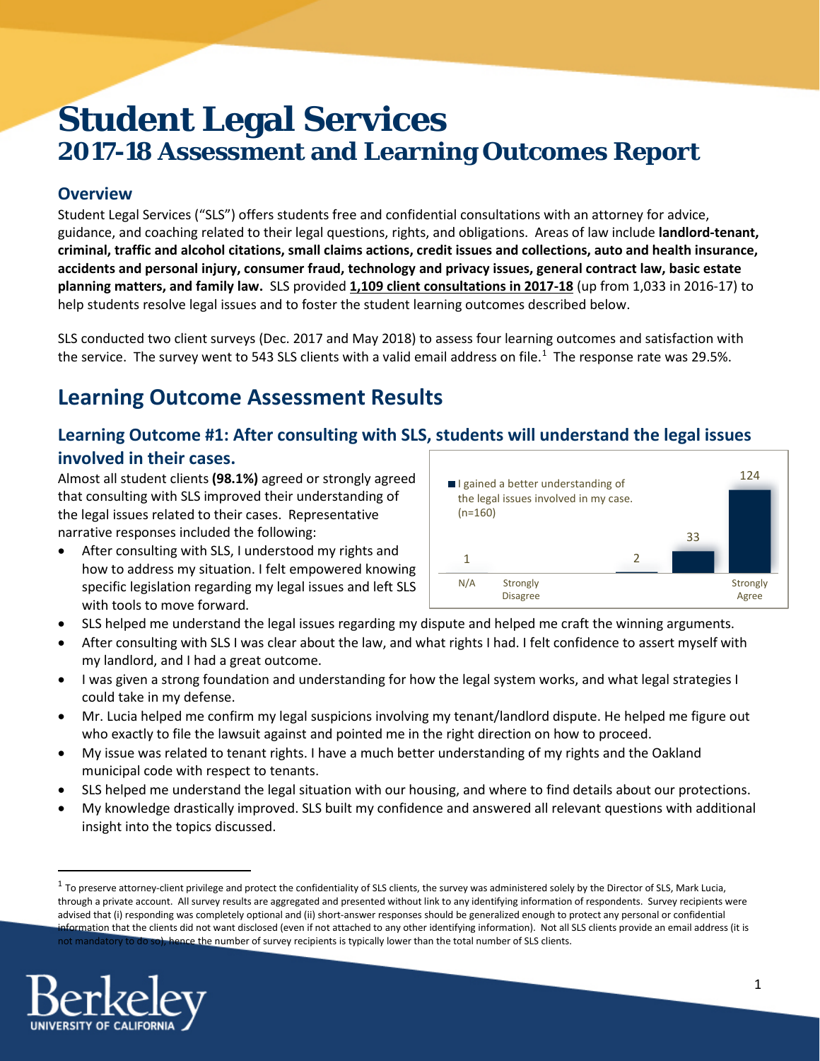# Student Legal Services
## 2017-18 Assessment and Learning Outcomes Report

### Overview

Student Legal Services ("SLS") offers students free and confidential consultations with an attorney for advice, guidance, and coaching related to their legal questions, rights, and obligations. Areas of law include **landlord-tenant, criminal, traffic and alcohol citations, small claims actions, credit issues and collections, auto and health insurance, accidents and personal injury, consumer fraud, technology and privacy issues, general contract law, basic estate planning matters, and family law.** SLS provided **1,109 client consultations in 2017-18** (up from 1,033 in 2016-17) to help students resolve legal issues and to foster the student learning outcomes described below.

SLS conducted two client surveys (Dec. 2017 and May 2018) to assess four learning outcomes and satisfaction with the service. The survey went to 543 SLS clients with a valid email address on file.[1] The response rate was 29.5%.

## Learning Outcome Assessment Results

### Learning Outcome #1: After consulting with SLS, students will understand the legal issues involved in their cases.

Almost all student clients **(98.1%)** agreed or strongly agreed that consulting with SLS improved their understanding of the legal issues related to their cases. Representative narrative responses included the following:

I gained a better understanding of the legal issues involved in my case. (n=160)

| N/A | Strongly Disagree | | | | Strongly Agree |
|---|---|---|---|---|---|
| 1 | | | 2 | 33 | 124 |

- After consulting with SLS, I understood my rights and how to address my situation. I felt empowered knowing specific legislation regarding my legal issues and left SLS with tools to move forward.
- SLS helped me understand the legal issues regarding my dispute and helped me craft the winning arguments.
- After consulting with SLS I was clear about the law, and what rights I had. I felt confidence to assert myself with my landlord, and I had a great outcome.
- I was given a strong foundation and understanding for how the legal system works, and what legal strategies I could take in my defense.
- Mr. Lucia helped me confirm my legal suspicions involving my tenant/landlord dispute. He helped me figure out who exactly to file the lawsuit against and pointed me in the right direction on how to proceed.
- My issue was related to tenant rights. I have a much better understanding of my rights and the Oakland municipal code with respect to tenants.
- SLS helped me understand the legal situation with our housing, and where to find details about our protections.
- My knowledge drastically improved. SLS built my confidence and answered all relevant questions with additional insight into the topics discussed.

[1] To preserve attorney-client privilege and protect the confidentiality of SLS clients, the survey was administered solely by the Director of SLS, Mark Lucia, through a private account. All survey results are aggregated and presented without link to any identifying information of respondents. Survey recipients were advised that (i) responding was completely optional and (ii) short-answer responses should be generalized enough to protect any personal or confidential information that the clients did not want disclosed (even if not attached to any other identifying information). Not all SLS clients provide an email address (it is not mandatory to do so), hence the number of survey recipients is typically lower than the total number of SLS clients.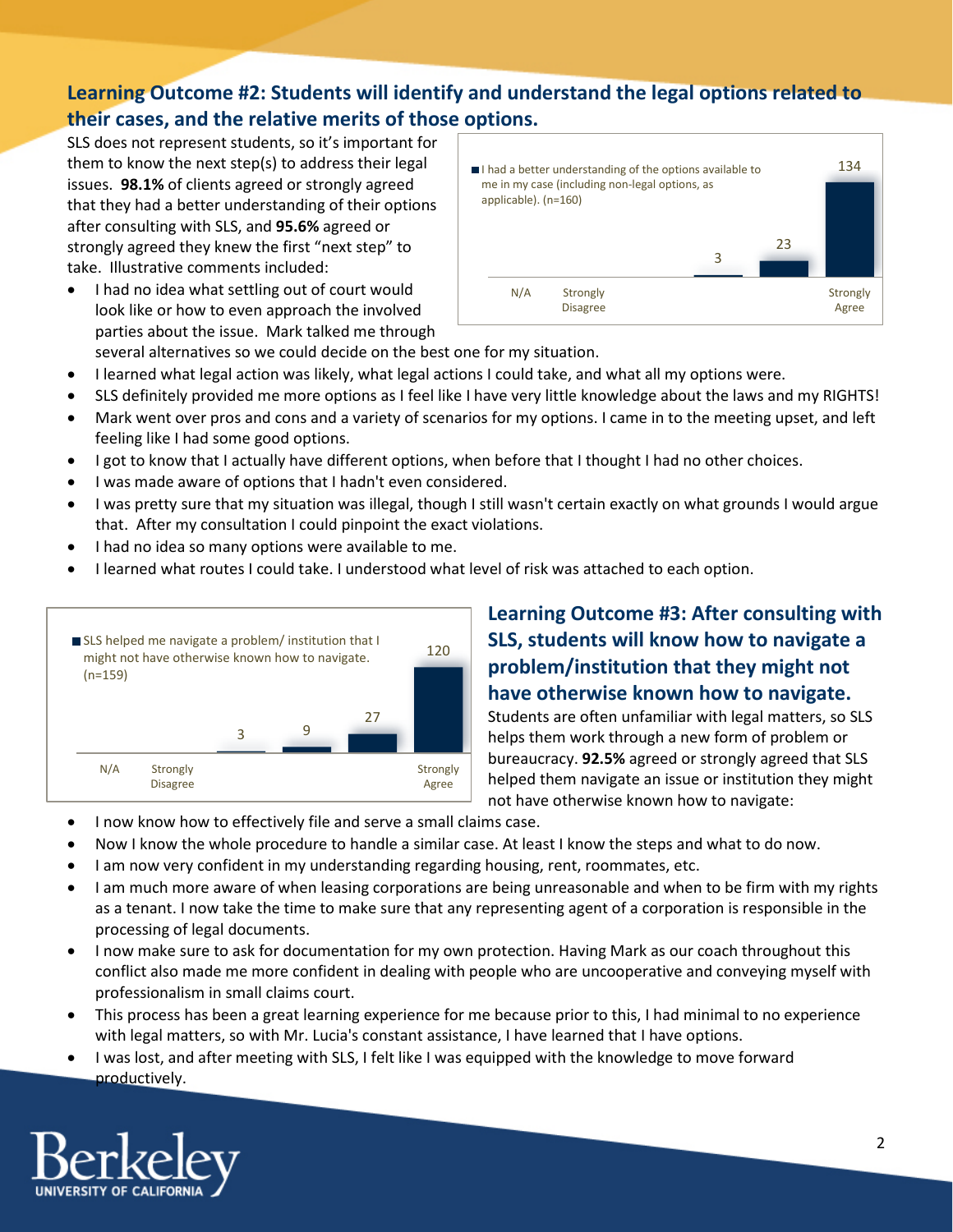## Learning Outcome #2: Students will identify and understand the legal options related to their cases, and the relative merits of those options.

SLS does not represent students, so it's important for them to know the next step(s) to address their legal issues. **98.1%** of clients agreed or strongly agreed that they had a better understanding of their options after consulting with SLS, and **95.6%** agreed or strongly agreed they knew the first "next step" to take. Illustrative comments included:

| I had a better understanding of the options available to me in my case (including non-legal options, as applicable). (n=160) | |
|---|---|
| N/A | |
| Strongly Disagree | |
| | |
| | 3 |
| | 23 |
| Strongly Agree | 134 |

- I had no idea what settling out of court would look like or how to even approach the involved parties about the issue. Mark talked me through several alternatives so we could decide on the best one for my situation.
- I learned what legal action was likely, what legal actions I could take, and what all my options were.
- SLS definitely provided me more options as I feel like I have very little knowledge about the laws and my RIGHTS!
- Mark went over pros and cons and a variety of scenarios for my options. I came in to the meeting upset, and left feeling like I had some good options.
- I got to know that I actually have different options, when before that I thought I had no other choices.
- I was made aware of options that I hadn't even considered.
- I was pretty sure that my situation was illegal, though I still wasn't certain exactly on what grounds I would argue that. After my consultation I could pinpoint the exact violations.
- I had no idea so many options were available to me.
- I learned what routes I could take. I understood what level of risk was attached to each option.

## Learning Outcome #3: After consulting with SLS, students will know how to navigate a problem/institution that they might not have otherwise known how to navigate.

| SLS helped me navigate a problem/ institution that I might not have otherwise known how to navigate. (n=159) | |
|---|---|
| N/A | |
| Strongly Disagree | |
| | 3 |
| | 9 |
| | 27 |
| Strongly Agree | 120 |

Students are often unfamiliar with legal matters, so SLS helps them work through a new form of problem or bureaucracy. **92.5%** agreed or strongly agreed that SLS helped them navigate an issue or institution they might not have otherwise known how to navigate:

- I now know how to effectively file and serve a small claims case.
- Now I know the whole procedure to handle a similar case. At least I know the steps and what to do now.
- I am now very confident in my understanding regarding housing, rent, roommates, etc.
- I am much more aware of when leasing corporations are being unreasonable and when to be firm with my rights as a tenant. I now take the time to make sure that any representing agent of a corporation is responsible in the processing of legal documents.
- I now make sure to ask for documentation for my own protection. Having Mark as our coach throughout this conflict also made me more confident in dealing with people who are uncooperative and conveying myself with professionalism in small claims court.
- This process has been a great learning experience for me because prior to this, I had minimal to no experience with legal matters, so with Mr. Lucia's constant assistance, I have learned that I have options.
- I was lost, and after meeting with SLS, I felt like I was equipped with the knowledge to move forward productively.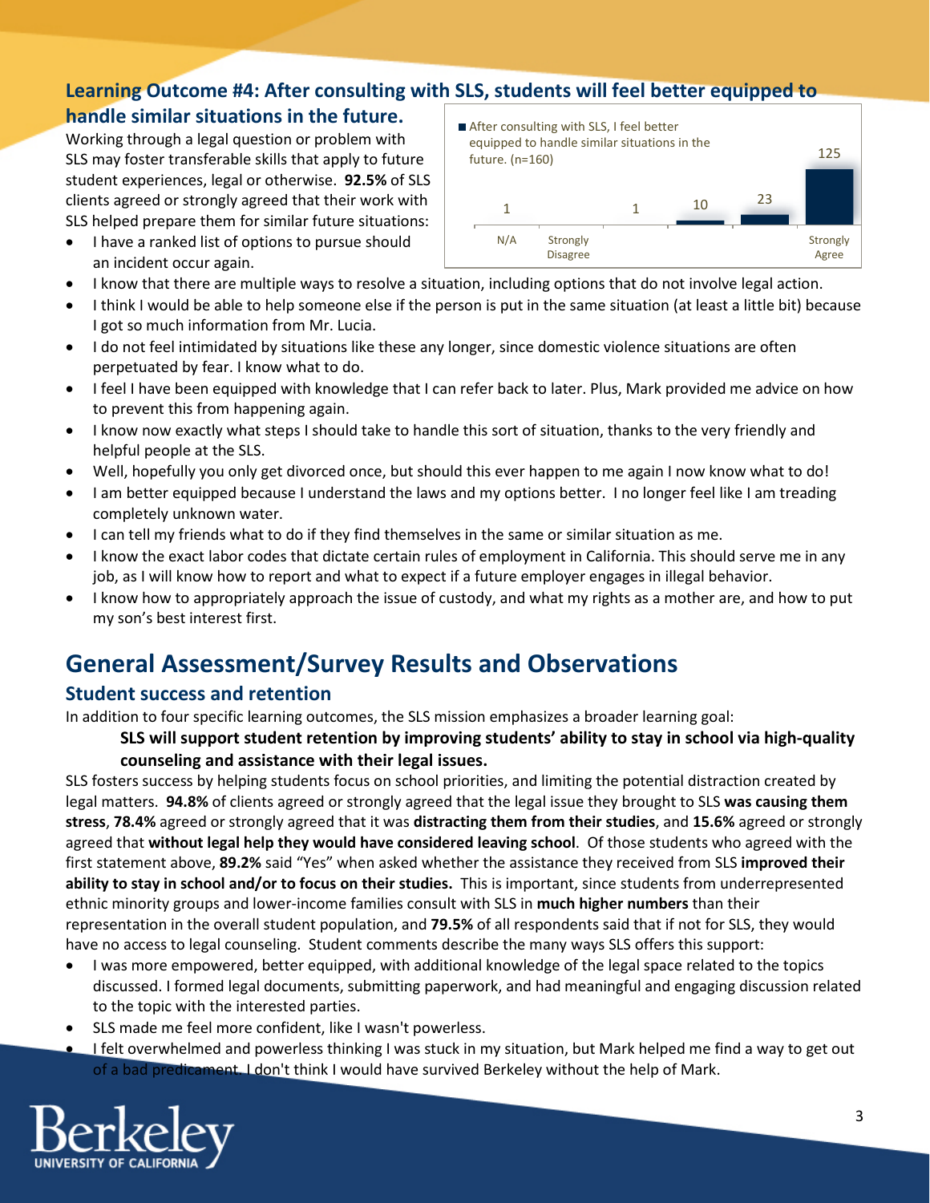## Learning Outcome #4: After consulting with SLS, students will feel better equipped to handle similar situations in the future.

Working through a legal question or problem with SLS may foster transferable skills that apply to future student experiences, legal or otherwise. **92.5%** of SLS clients agreed or strongly agreed that their work with SLS helped prepare them for similar future situations:

| After consulting with SLS, I feel better equipped to handle similar situations in the future. (n=160) | N/A | Strongly Disagree | | | | Strongly Agree |
|---|---|---|---|---|---|---|
| Count | 1 | | 1 | 10 | 23 | 125 |

- I have a ranked list of options to pursue should an incident occur again.
- I know that there are multiple ways to resolve a situation, including options that do not involve legal action.
- I think I would be able to help someone else if the person is put in the same situation (at least a little bit) because I got so much information from Mr. Lucia.
- I do not feel intimidated by situations like these any longer, since domestic violence situations are often perpetuated by fear. I know what to do.
- I feel I have been equipped with knowledge that I can refer back to later. Plus, Mark provided me advice on how to prevent this from happening again.
- I know now exactly what steps I should take to handle this sort of situation, thanks to the very friendly and helpful people at the SLS.
- Well, hopefully you only get divorced once, but should this ever happen to me again I now know what to do!
- I am better equipped because I understand the laws and my options better. I no longer feel like I am treading completely unknown water.
- I can tell my friends what to do if they find themselves in the same or similar situation as me.
- I know the exact labor codes that dictate certain rules of employment in California. This should serve me in any job, as I will know how to report and what to expect if a future employer engages in illegal behavior.
- I know how to appropriately approach the issue of custody, and what my rights as a mother are, and how to put my son's best interest first.

# General Assessment/Survey Results and Observations

## Student success and retention

In addition to four specific learning outcomes, the SLS mission emphasizes a broader learning goal:

> **SLS will support student retention by improving students' ability to stay in school via high-quality counseling and assistance with their legal issues.**

SLS fosters success by helping students focus on school priorities, and limiting the potential distraction created by legal matters. **94.8%** of clients agreed or strongly agreed that the legal issue they brought to SLS **was causing them stress**, **78.4%** agreed or strongly agreed that it was **distracting them from their studies**, and **15.6%** agreed or strongly agreed that **without legal help they would have considered leaving school**. Of those students who agreed with the first statement above, **89.2%** said "Yes" when asked whether the assistance they received from SLS **improved their ability to stay in school and/or to focus on their studies.** This is important, since students from underrepresented ethnic minority groups and lower-income families consult with SLS in **much higher numbers** than their representation in the overall student population, and **79.5%** of all respondents said that if not for SLS, they would have no access to legal counseling. Student comments describe the many ways SLS offers this support:

- I was more empowered, better equipped, with additional knowledge of the legal space related to the topics discussed. I formed legal documents, submitting paperwork, and had meaningful and engaging discussion related to the topic with the interested parties.
- SLS made me feel more confident, like I wasn't powerless.
- I felt overwhelmed and powerless thinking I was stuck in my situation, but Mark helped me find a way to get out of a bad predicament. I don't think I would have survived Berkeley without the help of Mark.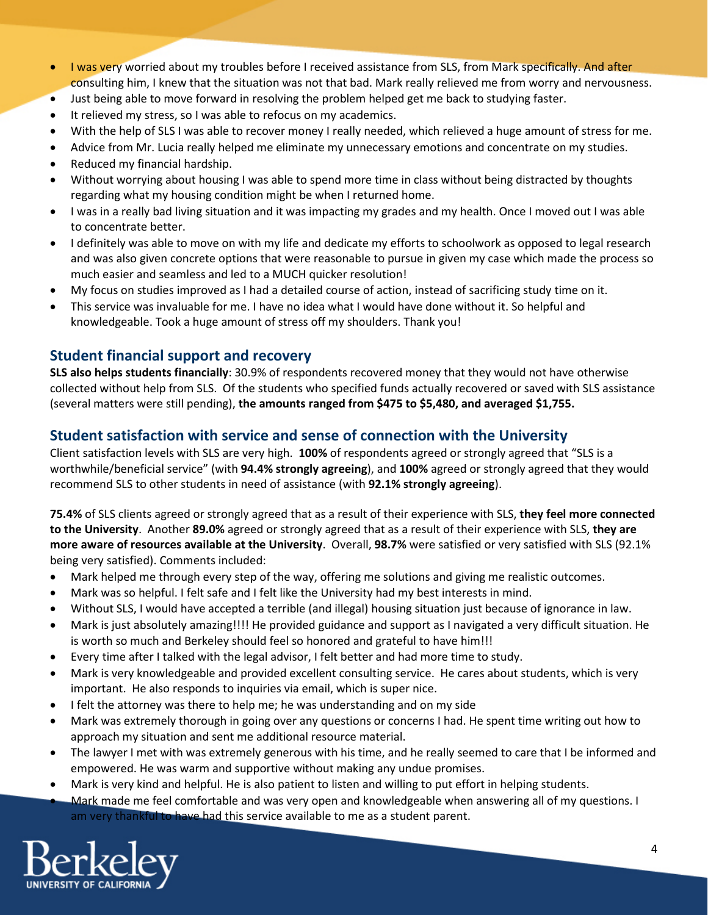- I was very worried about my troubles before I received assistance from SLS, from Mark specifically. And after consulting him, I knew that the situation was not that bad. Mark really relieved me from worry and nervousness.
- Just being able to move forward in resolving the problem helped get me back to studying faster.
- It relieved my stress, so I was able to refocus on my academics.
- With the help of SLS I was able to recover money I really needed, which relieved a huge amount of stress for me.
- Advice from Mr. Lucia really helped me eliminate my unnecessary emotions and concentrate on my studies.
- Reduced my financial hardship.
- Without worrying about housing I was able to spend more time in class without being distracted by thoughts regarding what my housing condition might be when I returned home.
- I was in a really bad living situation and it was impacting my grades and my health. Once I moved out I was able to concentrate better.
- I definitely was able to move on with my life and dedicate my efforts to schoolwork as opposed to legal research and was also given concrete options that were reasonable to pursue in given my case which made the process so much easier and seamless and led to a MUCH quicker resolution!
- My focus on studies improved as I had a detailed course of action, instead of sacrificing study time on it.
- This service was invaluable for me. I have no idea what I would have done without it. So helpful and knowledgeable. Took a huge amount of stress off my shoulders. Thank you!

## Student financial support and recovery

**SLS also helps students financially**: 30.9% of respondents recovered money that they would not have otherwise collected without help from SLS. Of the students who specified funds actually recovered or saved with SLS assistance (several matters were still pending), **the amounts ranged from $475 to $5,480, and averaged $1,755.**

## Student satisfaction with service and sense of connection with the University

Client satisfaction levels with SLS are very high. **100%** of respondents agreed or strongly agreed that "SLS is a worthwhile/beneficial service" (with **94.4% strongly agreeing**), and **100%** agreed or strongly agreed that they would recommend SLS to other students in need of assistance (with **92.1% strongly agreeing**).

**75.4%** of SLS clients agreed or strongly agreed that as a result of their experience with SLS, **they feel more connected to the University**. Another **89.0%** agreed or strongly agreed that as a result of their experience with SLS, **they are more aware of resources available at the University**. Overall, **98.7%** were satisfied or very satisfied with SLS (92.1% being very satisfied). Comments included:

- Mark helped me through every step of the way, offering me solutions and giving me realistic outcomes.
- Mark was so helpful. I felt safe and I felt like the University had my best interests in mind.
- Without SLS, I would have accepted a terrible (and illegal) housing situation just because of ignorance in law.
- Mark is just absolutely amazing!!!! He provided guidance and support as I navigated a very difficult situation. He is worth so much and Berkeley should feel so honored and grateful to have him!!!
- Every time after I talked with the legal advisor, I felt better and had more time to study.
- Mark is very knowledgeable and provided excellent consulting service. He cares about students, which is very important. He also responds to inquiries via email, which is super nice.
- I felt the attorney was there to help me; he was understanding and on my side
- Mark was extremely thorough in going over any questions or concerns I had. He spent time writing out how to approach my situation and sent me additional resource material.
- The lawyer I met with was extremely generous with his time, and he really seemed to care that I be informed and empowered. He was warm and supportive without making any undue promises.
- Mark is very kind and helpful. He is also patient to listen and willing to put effort in helping students.
- Mark made me feel comfortable and was very open and knowledgeable when answering all of my questions. I am very thankful to have had this service available to me as a student parent.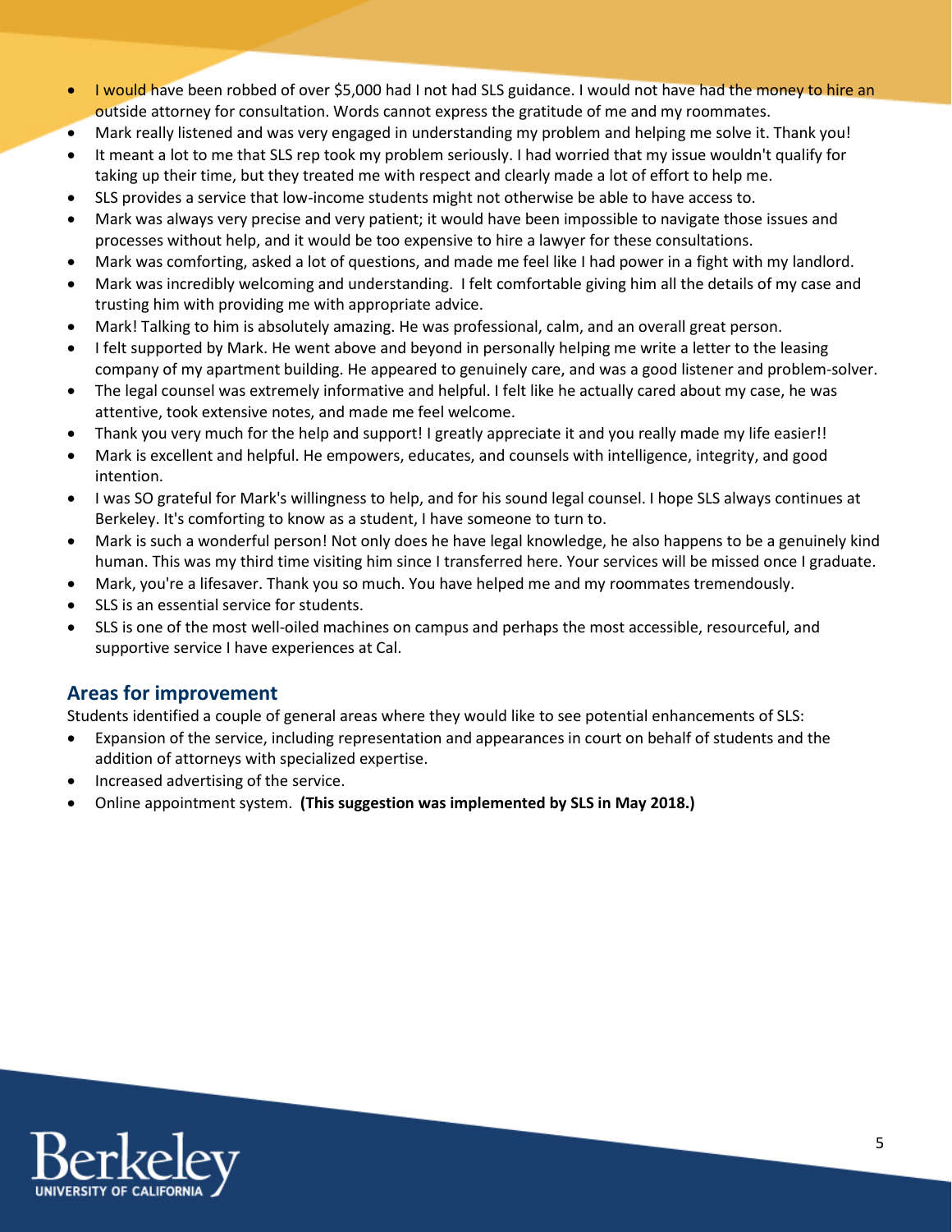- I would have been robbed of over $5,000 had I not had SLS guidance. I would not have had the money to hire an outside attorney for consultation. Words cannot express the gratitude of me and my roommates.
- Mark really listened and was very engaged in understanding my problem and helping me solve it. Thank you!
- It meant a lot to me that SLS rep took my problem seriously. I had worried that my issue wouldn't qualify for taking up their time, but they treated me with respect and clearly made a lot of effort to help me.
- SLS provides a service that low-income students might not otherwise be able to have access to.
- Mark was always very precise and very patient; it would have been impossible to navigate those issues and processes without help, and it would be too expensive to hire a lawyer for these consultations.
- Mark was comforting, asked a lot of questions, and made me feel like I had power in a fight with my landlord.
- Mark was incredibly welcoming and understanding. I felt comfortable giving him all the details of my case and trusting him with providing me with appropriate advice.
- Mark! Talking to him is absolutely amazing. He was professional, calm, and an overall great person.
- I felt supported by Mark. He went above and beyond in personally helping me write a letter to the leasing company of my apartment building. He appeared to genuinely care, and was a good listener and problem-solver.
- The legal counsel was extremely informative and helpful. I felt like he actually cared about my case, he was attentive, took extensive notes, and made me feel welcome.
- Thank you very much for the help and support! I greatly appreciate it and you really made my life easier!!
- Mark is excellent and helpful. He empowers, educates, and counsels with intelligence, integrity, and good intention.
- I was SO grateful for Mark's willingness to help, and for his sound legal counsel. I hope SLS always continues at Berkeley. It's comforting to know as a student, I have someone to turn to.
- Mark is such a wonderful person! Not only does he have legal knowledge, he also happens to be a genuinely kind human. This was my third time visiting him since I transferred here. Your services will be missed once I graduate.
- Mark, you're a lifesaver. Thank you so much. You have helped me and my roommates tremendously.
- SLS is an essential service for students.
- SLS is one of the most well-oiled machines on campus and perhaps the most accessible, resourceful, and supportive service I have experiences at Cal.

## Areas for improvement

Students identified a couple of general areas where they would like to see potential enhancements of SLS:

- Expansion of the service, including representation and appearances in court on behalf of students and the addition of attorneys with specialized expertise.
- Increased advertising of the service.
- Online appointment system. **(This suggestion was implemented by SLS in May 2018.)**